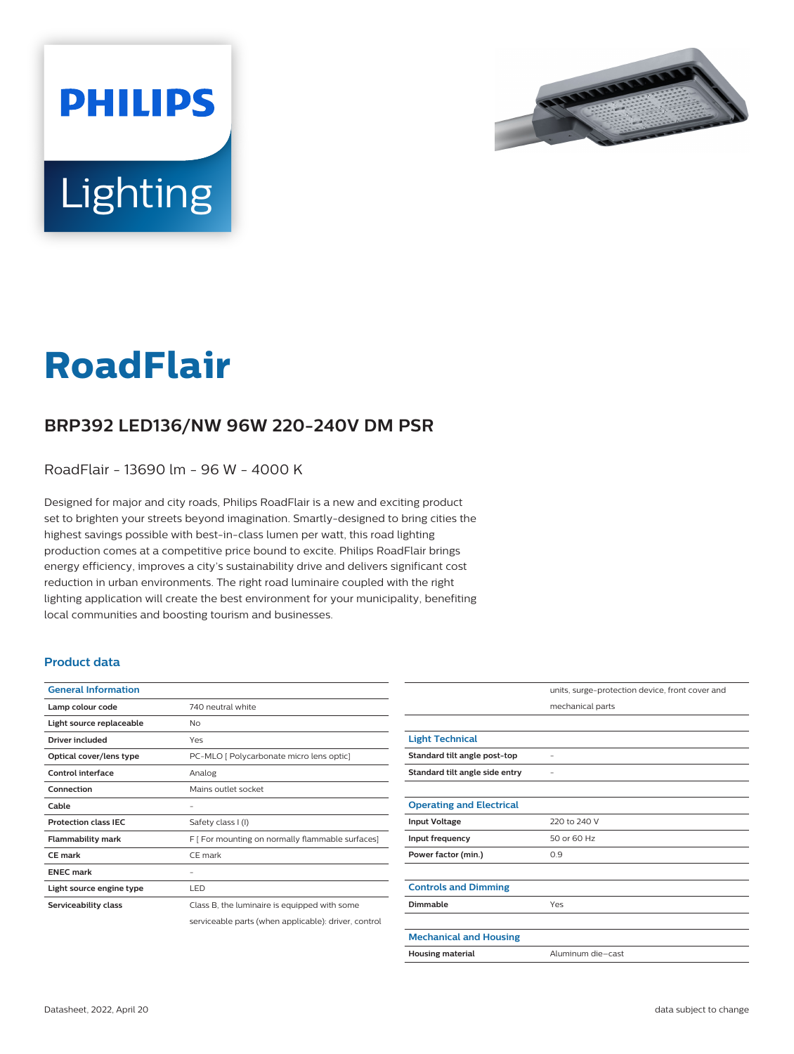# RoadFlair

## BRP392 LED136/NW 96W 220-240V DM PSR

RoadFlair - 13690 lm - 96 W - 4000 K

Designed for major and city roads, Philips RoadFlair is a new and exciting product set to brighten your streets beyond imagination. Smartly-designed to bring cities the highest savings possible with best-in-class lumen per watt, this road lighting production comes at a competitive price bound to excite. Philips RoadFlair brings energy efficiency, improves a city's sustainability drive and delivers significant cost reduction in urban environments. The right road luminaire coupled with the right lighting application will create the best environment for your municipality, benefiting local communities and boosting tourism and businesses.

### Product data

| General Information | |
|---|---|
| Lamp colour code | 740 neutral white |
| Light source replaceable | No |
| Driver included | Yes |
| Optical cover/lens type | PC-MLO [ Polycarbonate micro lens optic] |
| Control interface | Analog |
| Connection | Mains outlet socket |
| Cable | - |
| Protection class IEC | Safety class I (I) |
| Flammability mark | F [ For mounting on normally flammable surfaces] |
| CE mark | CE mark |
| ENEC mark | - |
| Light source engine type | LED |
| Serviceability class | Class B, the luminaire is equipped with some serviceable parts (when applicable): driver, control units, surge-protection device, front cover and mechanical parts |

| Light Technical | |
|---|---|
| Standard tilt angle post-top | - |
| Standard tilt angle side entry | - |

| Operating and Electrical | |
|---|---|
| Input Voltage | 220 to 240 V |
| Input frequency | 50 or 60 Hz |
| Power factor (min.) | 0.9 |

| Controls and Dimming | |
|---|---|
| Dimmable | Yes |

| Mechanical and Housing | |
|---|---|
| Housing material | Aluminum die-cast |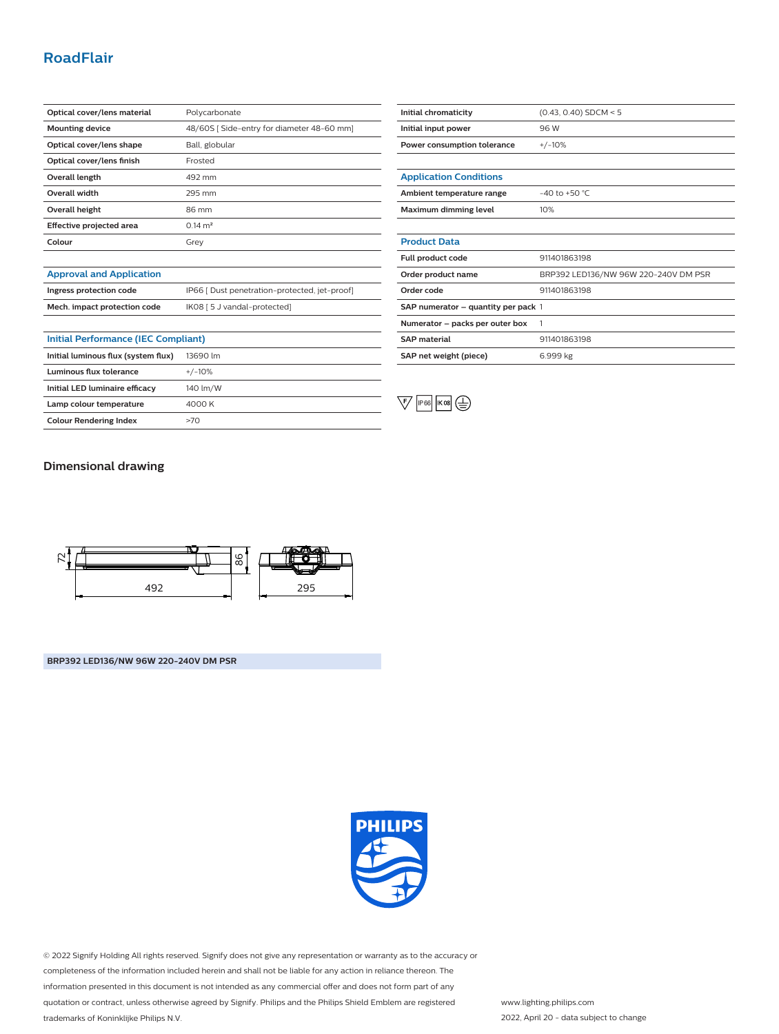# RoadFlair

| | |
|---|---|
| **Optical cover/lens material** | Polycarbonate |
| **Mounting device** | 48/60S [ Side-entry for diameter 48-60 mm] |
| **Optical cover/lens shape** | Ball, globular |
| **Optical cover/lens finish** | Frosted |
| **Overall length** | 492 mm |
| **Overall width** | 295 mm |
| **Overall height** | 86 mm |
| **Effective projected area** | 0.14 m² |
| **Colour** | Grey |

## Approval and Application

| | |
|---|---|
| **Ingress protection code** | IP66 [ Dust penetration-protected, jet-proof] |
| **Mech. impact protection code** | IK08 [ 5 J vandal-protected] |

## Initial Performance (IEC Compliant)

| | |
|---|---|
| **Initial luminous flux (system flux)** | 13690 lm |
| **Luminous flux tolerance** | +/-10% |
| **Initial LED luminaire efficacy** | 140 lm/W |
| **Lamp colour temperature** | 4000 K |
| **Colour Rendering Index** | >70 |

| | |
|---|---|
| **Initial chromaticity** | (0.43, 0.40) SDCM < 5 |
| **Initial input power** | 96 W |
| **Power consumption tolerance** | +/-10% |

## Application Conditions

| | |
|---|---|
| **Ambient temperature range** | -40 to +50 °C |
| **Maximum dimming level** | 10% |

## Product Data

| | |
|---|---|
| **Full product code** | 911401863198 |
| **Order product name** | BRP392 LED136/NW 96W 220-240V DM PSR |
| **Order code** | 911401863198 |
| **SAP numerator – quantity per pack** | 1 |
| **Numerator – packs per outer box** | 1 |
| **SAP material** | 911401863198 |
| **SAP net weight (piece)** | 6.999 kg |

F IP66 IK08

## Dimensional drawing

72
86
492
295

**BRP392 LED136/NW 96W 220-240V DM PSR**

PHILIPS

© 2022 Signify Holding All rights reserved. Signify does not give any representation or warranty as to the accuracy or completeness of the information included herein and shall not be liable for any action in reliance thereon. The information presented in this document is not intended as any commercial offer and does not form part of any quotation or contract, unless otherwise agreed by Signify. Philips and the Philips Shield Emblem are registered trademarks of Koninklijke Philips N.V.

www.lighting.philips.com

2022, April 20 - data subject to change